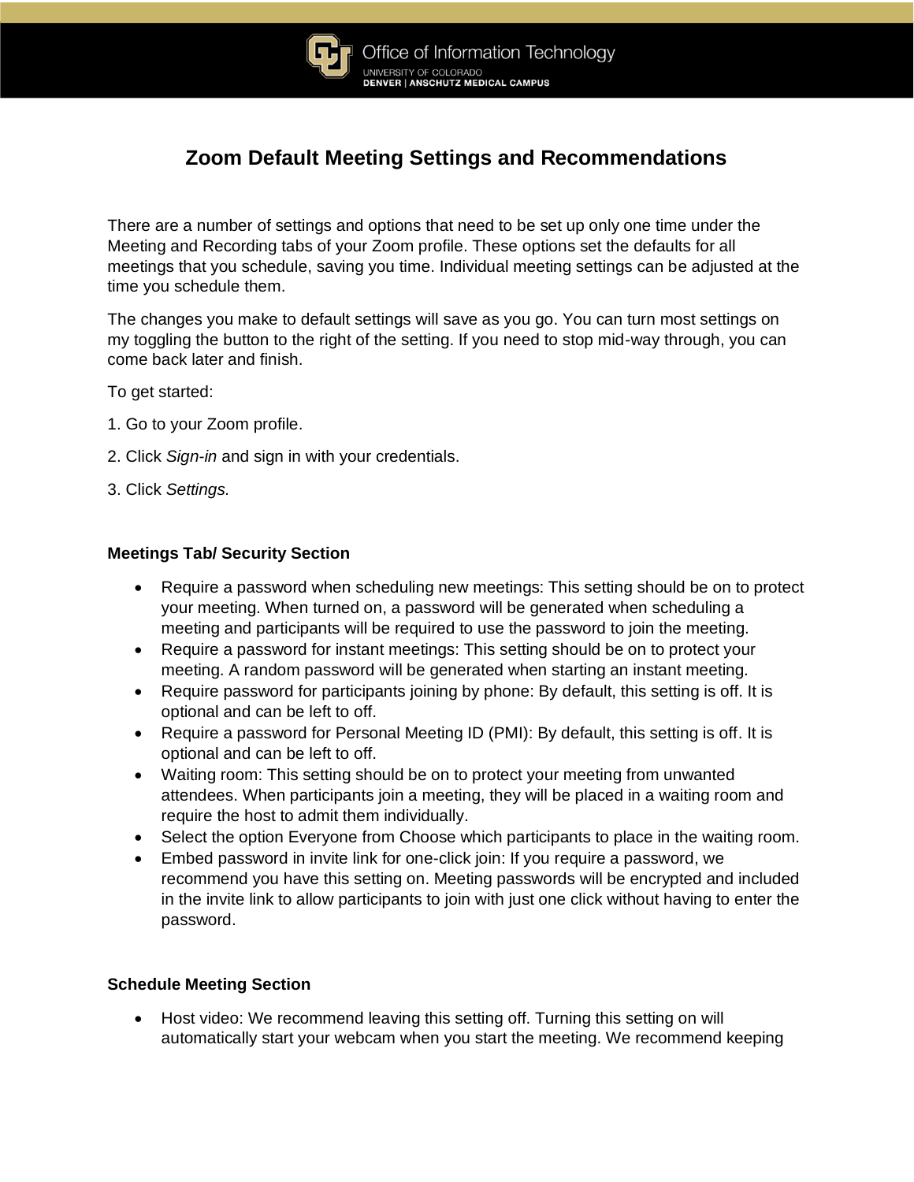# Zoom Default Meeting Settings and Recommendations

There are a number of settings and options that need to be set up only one time under the Meeting and Recording tabs of your Zoom profile. These options set the defaults for all meetings that you schedule, saving you time. Individual meeting settings can be adjusted at the time you schedule them.

The changes you make to default settings will save as you go. You can turn most settings on my toggling the button to the right of the setting. If you need to stop mid-way through, you can come back later and finish.

To get started:

1. Go to your Zoom profile.
2. Click *Sign-in* and sign in with your credentials.
3. Click *Settings.*

### Meetings Tab/ Security Section

- Require a password when scheduling new meetings: This setting should be on to protect your meeting. When turned on, a password will be generated when scheduling a meeting and participants will be required to use the password to join the meeting.
- Require a password for instant meetings: This setting should be on to protect your meeting. A random password will be generated when starting an instant meeting.
- Require password for participants joining by phone: By default, this setting is off. It is optional and can be left to off.
- Require a password for Personal Meeting ID (PMI): By default, this setting is off. It is optional and can be left to off.
- Waiting room: This setting should be on to protect your meeting from unwanted attendees. When participants join a meeting, they will be placed in a waiting room and require the host to admit them individually.
- Select the option Everyone from Choose which participants to place in the waiting room.
- Embed password in invite link for one-click join: If you require a password, we recommend you have this setting on. Meeting passwords will be encrypted and included in the invite link to allow participants to join with just one click without having to enter the password.

### Schedule Meeting Section

- Host video: We recommend leaving this setting off. Turning this setting on will automatically start your webcam when you start the meeting. We recommend keeping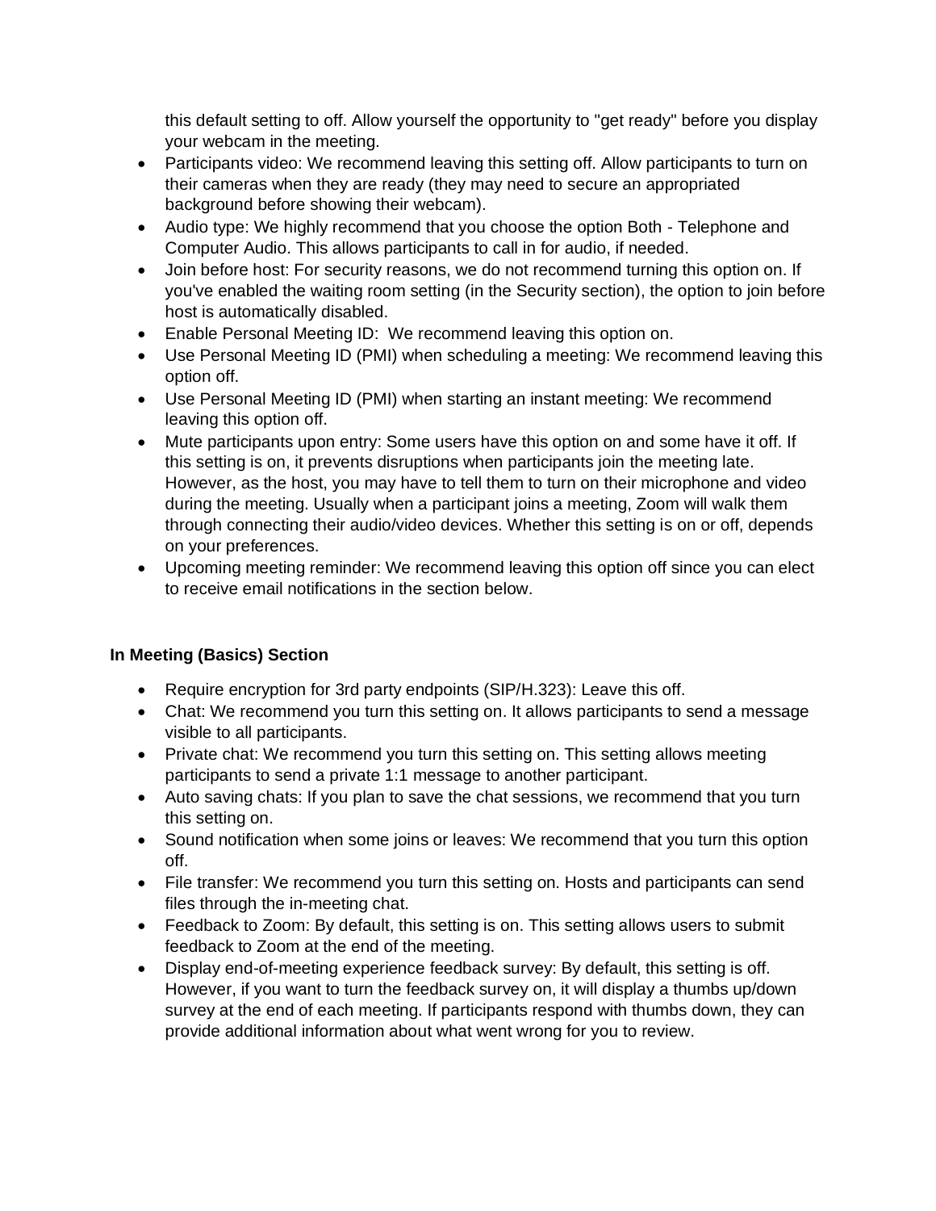this default setting to off. Allow yourself the opportunity to "get ready" before you display your webcam in the meeting.

- Participants video: We recommend leaving this setting off. Allow participants to turn on their cameras when they are ready (they may need to secure an appropriated background before showing their webcam).
- Audio type: We highly recommend that you choose the option Both - Telephone and Computer Audio. This allows participants to call in for audio, if needed.
- Join before host: For security reasons, we do not recommend turning this option on. If you've enabled the waiting room setting (in the Security section), the option to join before host is automatically disabled.
- Enable Personal Meeting ID: We recommend leaving this option on.
- Use Personal Meeting ID (PMI) when scheduling a meeting: We recommend leaving this option off.
- Use Personal Meeting ID (PMI) when starting an instant meeting: We recommend leaving this option off.
- Mute participants upon entry: Some users have this option on and some have it off. If this setting is on, it prevents disruptions when participants join the meeting late. However, as the host, you may have to tell them to turn on their microphone and video during the meeting. Usually when a participant joins a meeting, Zoom will walk them through connecting their audio/video devices. Whether this setting is on or off, depends on your preferences.
- Upcoming meeting reminder: We recommend leaving this option off since you can elect to receive email notifications in the section below.

**In Meeting (Basics) Section**

- Require encryption for 3rd party endpoints (SIP/H.323): Leave this off.
- Chat: We recommend you turn this setting on. It allows participants to send a message visible to all participants.
- Private chat: We recommend you turn this setting on. This setting allows meeting participants to send a private 1:1 message to another participant.
- Auto saving chats: If you plan to save the chat sessions, we recommend that you turn this setting on.
- Sound notification when some joins or leaves: We recommend that you turn this option off.
- File transfer: We recommend you turn this setting on. Hosts and participants can send files through the in-meeting chat.
- Feedback to Zoom: By default, this setting is on. This setting allows users to submit feedback to Zoom at the end of the meeting.
- Display end-of-meeting experience feedback survey: By default, this setting is off. However, if you want to turn the feedback survey on, it will display a thumbs up/down survey at the end of each meeting. If participants respond with thumbs down, they can provide additional information about what went wrong for you to review.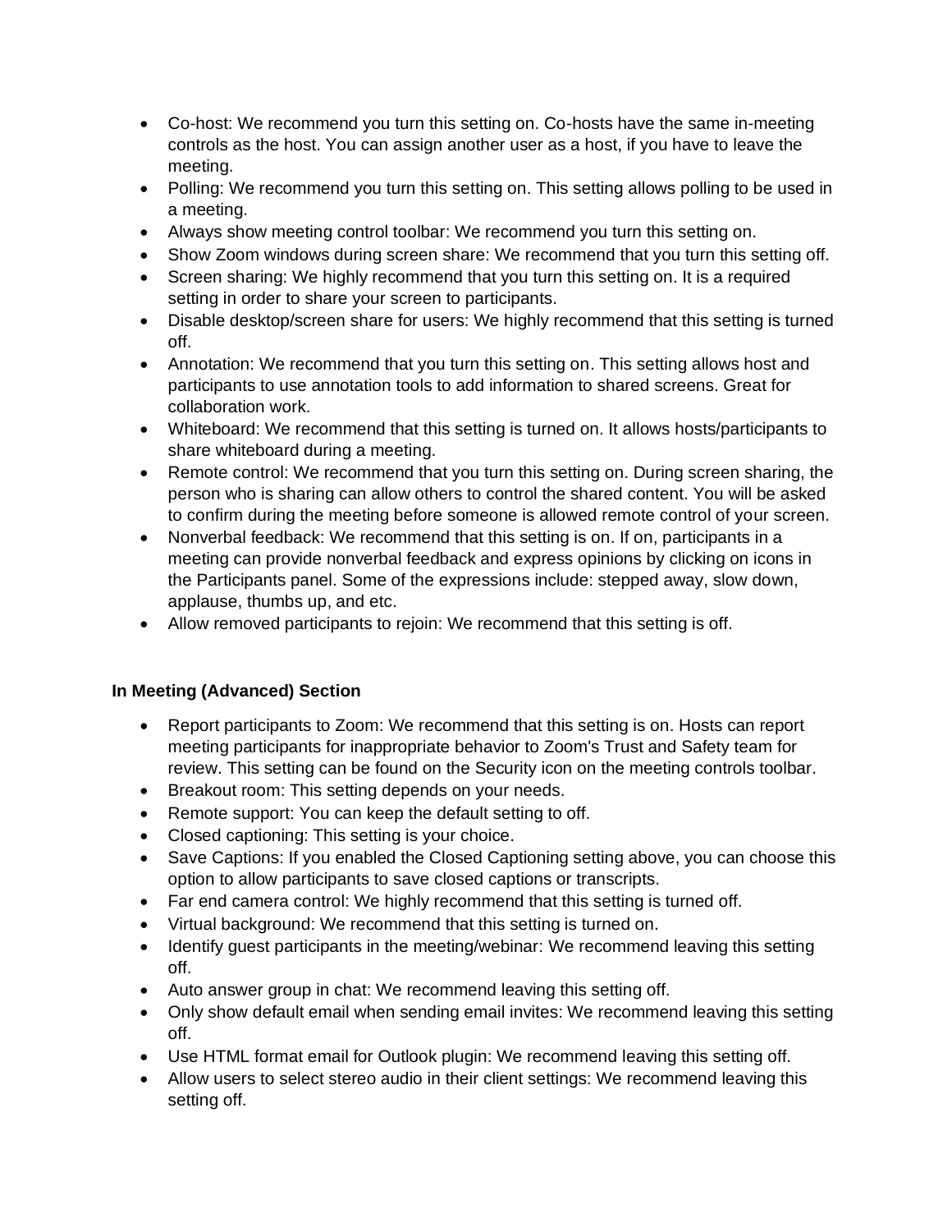- Co-host: We recommend you turn this setting on. Co-hosts have the same in-meeting controls as the host. You can assign another user as a host, if you have to leave the meeting.
- Polling: We recommend you turn this setting on. This setting allows polling to be used in a meeting.
- Always show meeting control toolbar: We recommend you turn this setting on.
- Show Zoom windows during screen share: We recommend that you turn this setting off.
- Screen sharing: We highly recommend that you turn this setting on. It is a required setting in order to share your screen to participants.
- Disable desktop/screen share for users: We highly recommend that this setting is turned off.
- Annotation: We recommend that you turn this setting on. This setting allows host and participants to use annotation tools to add information to shared screens. Great for collaboration work.
- Whiteboard: We recommend that this setting is turned on. It allows hosts/participants to share whiteboard during a meeting.
- Remote control: We recommend that you turn this setting on. During screen sharing, the person who is sharing can allow others to control the shared content. You will be asked to confirm during the meeting before someone is allowed remote control of your screen.
- Nonverbal feedback: We recommend that this setting is on. If on, participants in a meeting can provide nonverbal feedback and express opinions by clicking on icons in the Participants panel. Some of the expressions include: stepped away, slow down, applause, thumbs up, and etc.
- Allow removed participants to rejoin: We recommend that this setting is off.

**In Meeting (Advanced) Section**

- Report participants to Zoom: We recommend that this setting is on. Hosts can report meeting participants for inappropriate behavior to Zoom's Trust and Safety team for review. This setting can be found on the Security icon on the meeting controls toolbar.
- Breakout room: This setting depends on your needs.
- Remote support: You can keep the default setting to off.
- Closed captioning: This setting is your choice.
- Save Captions: If you enabled the Closed Captioning setting above, you can choose this option to allow participants to save closed captions or transcripts.
- Far end camera control: We highly recommend that this setting is turned off.
- Virtual background: We recommend that this setting is turned on.
- Identify guest participants in the meeting/webinar: We recommend leaving this setting off.
- Auto answer group in chat: We recommend leaving this setting off.
- Only show default email when sending email invites: We recommend leaving this setting off.
- Use HTML format email for Outlook plugin: We recommend leaving this setting off.
- Allow users to select stereo audio in their client settings: We recommend leaving this setting off.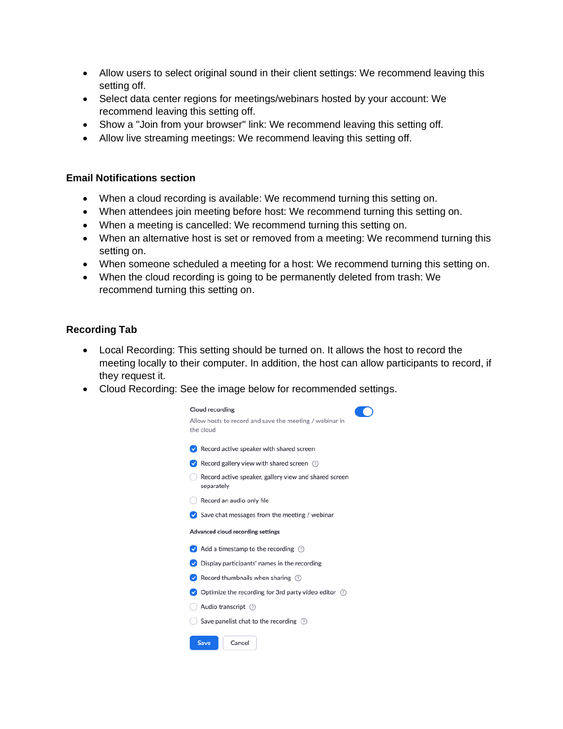- Allow users to select original sound in their client settings: We recommend leaving this setting off.
- Select data center regions for meetings/webinars hosted by your account: We recommend leaving this setting off.
- Show a "Join from your browser" link: We recommend leaving this setting off.
- Allow live streaming meetings: We recommend leaving this setting off.

### Email Notifications section

- When a cloud recording is available: We recommend turning this setting on.
- When attendees join meeting before host: We recommend turning this setting on.
- When a meeting is cancelled: We recommend turning this setting on.
- When an alternative host is set or removed from a meeting: We recommend turning this setting on.
- When someone scheduled a meeting for a host: We recommend turning this setting on.
- When the cloud recording is going to be permanently deleted from trash: We recommend turning this setting on.

### Recording Tab

- Local Recording: This setting should be turned on. It allows the host to record the meeting locally to their computer. In addition, the host can allow participants to record, if they request it.
- Cloud Recording: See the image below for recommended settings.

Cloud recording

Allow hosts to record and save the meeting / webinar in the cloud

- [x] Record active speaker with shared screen
- [x] Record gallery view with shared screen
- [ ] Record active speaker, gallery view and shared screen separately
- [ ] Record an audio only file
- [x] Save chat messages from the meeting / webinar

Advanced cloud recording settings

- [x] Add a timestamp to the recording
- [x] Display participants' names in the recording
- [x] Record thumbnails when sharing
- [x] Optimize the recording for 3rd party video editor
- [ ] Audio transcript
- [ ] Save panelist chat to the recording

Save Cancel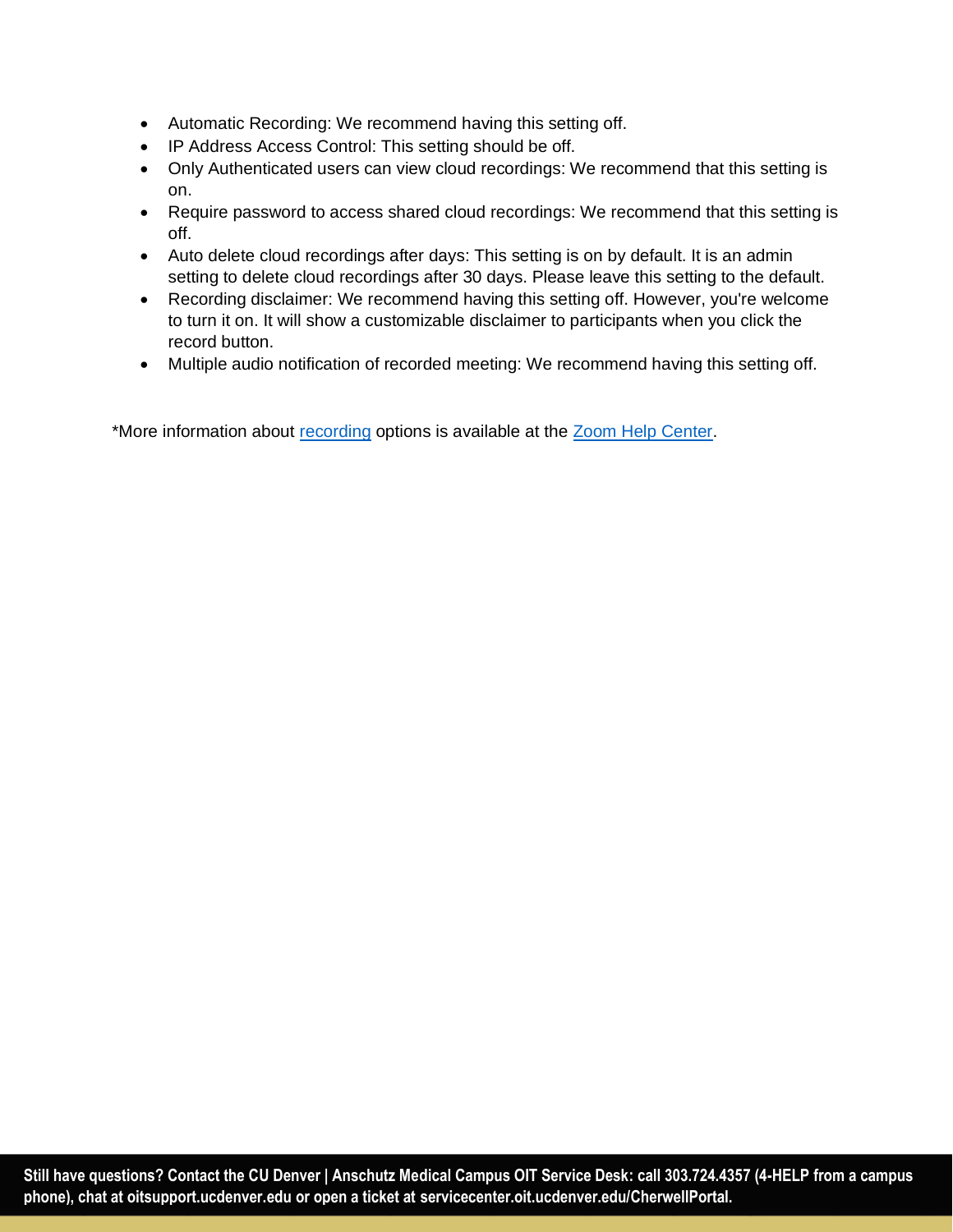- Automatic Recording: We recommend having this setting off.
- IP Address Access Control: This setting should be off.
- Only Authenticated users can view cloud recordings: We recommend that this setting is on.
- Require password to access shared cloud recordings: We recommend that this setting is off.
- Auto delete cloud recordings after days: This setting is on by default. It is an admin setting to delete cloud recordings after 30 days. Please leave this setting to the default.
- Recording disclaimer: We recommend having this setting off. However, you're welcome to turn it on. It will show a customizable disclaimer to participants when you click the record button.
- Multiple audio notification of recorded meeting: We recommend having this setting off.

*More information about recording options is available at the Zoom Help Center.